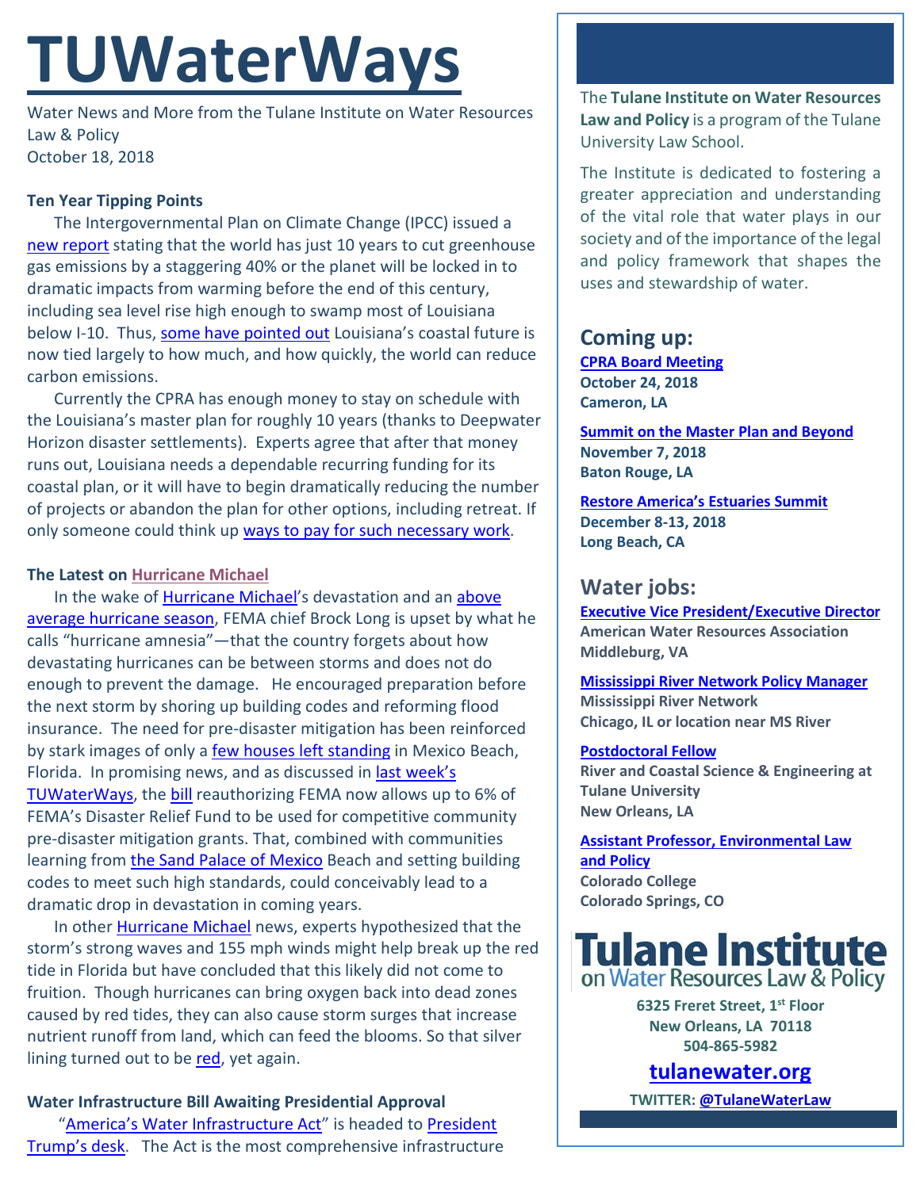# TUWaterWays

Water News and More from the Tulane Institute on Water Resources Law & Policy
October 18, 2018

**Ten Year Tipping Points**

The Intergovernmental Plan on Climate Change (IPCC) issued a new report stating that the world has just 10 years to cut greenhouse gas emissions by a staggering 40% or the planet will be locked in to dramatic impacts from warming before the end of this century, including sea level rise high enough to swamp most of Louisiana below I-10. Thus, some have pointed out Louisiana's coastal future is now tied largely to how much, and how quickly, the world can reduce carbon emissions.

Currently the CPRA has enough money to stay on schedule with the Louisiana's master plan for roughly 10 years (thanks to Deepwater Horizon disaster settlements). Experts agree that after that money runs out, Louisiana needs a dependable recurring funding for its coastal plan, or it will have to begin dramatically reducing the number of projects or abandon the plan for other options, including retreat. If only someone could think up ways to pay for such necessary work.

**The Latest on Hurricane Michael**

In the wake of Hurricane Michael's devastation and an above average hurricane season, FEMA chief Brock Long is upset by what he calls "hurricane amnesia"—that the country forgets about how devastating hurricanes can be between storms and does not do enough to prevent the damage. He encouraged preparation before the next storm by shoring up building codes and reforming flood insurance. The need for pre-disaster mitigation has been reinforced by stark images of only a few houses left standing in Mexico Beach, Florida. In promising news, and as discussed in last week's TUWaterWays, the bill reauthorizing FEMA now allows up to 6% of FEMA's Disaster Relief Fund to be used for competitive community pre-disaster mitigation grants. That, combined with communities learning from the Sand Palace of Mexico Beach and setting building codes to meet such high standards, could conceivably lead to a dramatic drop in devastation in coming years.

In other Hurricane Michael news, experts hypothesized that the storm's strong waves and 155 mph winds might help break up the red tide in Florida but have concluded that this likely did not come to fruition. Though hurricanes can bring oxygen back into dead zones caused by red tides, they can also cause storm surges that increase nutrient runoff from land, which can feed the blooms. So that silver lining turned out to be red, yet again.

**Water Infrastructure Bill Awaiting Presidential Approval**

"America's Water Infrastructure Act" is headed to President Trump's desk. The Act is the most comprehensive infrastructure

The **Tulane Institute on Water Resources Law and Policy** is a program of the Tulane University Law School.

The Institute is dedicated to fostering a greater appreciation and understanding of the vital role that water plays in our society and of the importance of the legal and policy framework that shapes the uses and stewardship of water.

## Coming up:

**CPRA Board Meeting**
**October 24, 2018**
**Cameron, LA**

**Summit on the Master Plan and Beyond**
**November 7, 2018**
**Baton Rouge, LA**

**Restore America's Estuaries Summit**
**December 8-13, 2018**
**Long Beach, CA**

## Water jobs:

**Executive Vice President/Executive Director**
**American Water Resources Association**
**Middleburg, VA**

**Mississippi River Network Policy Manager**
**Mississippi River Network**
**Chicago, IL or location near MS River**

**Postdoctoral Fellow**
**River and Coastal Science & Engineering at Tulane University**
**New Orleans, LA**

**Assistant Professor, Environmental Law and Policy**
**Colorado College**
**Colorado Springs, CO**

**Tulane Institute on Water Resources Law & Policy**

**6325 Freret Street, 1st Floor**
**New Orleans, LA 70118**
**504-865-5982**

**tulanewater.org**

**TWITTER: @TulaneWaterLaw**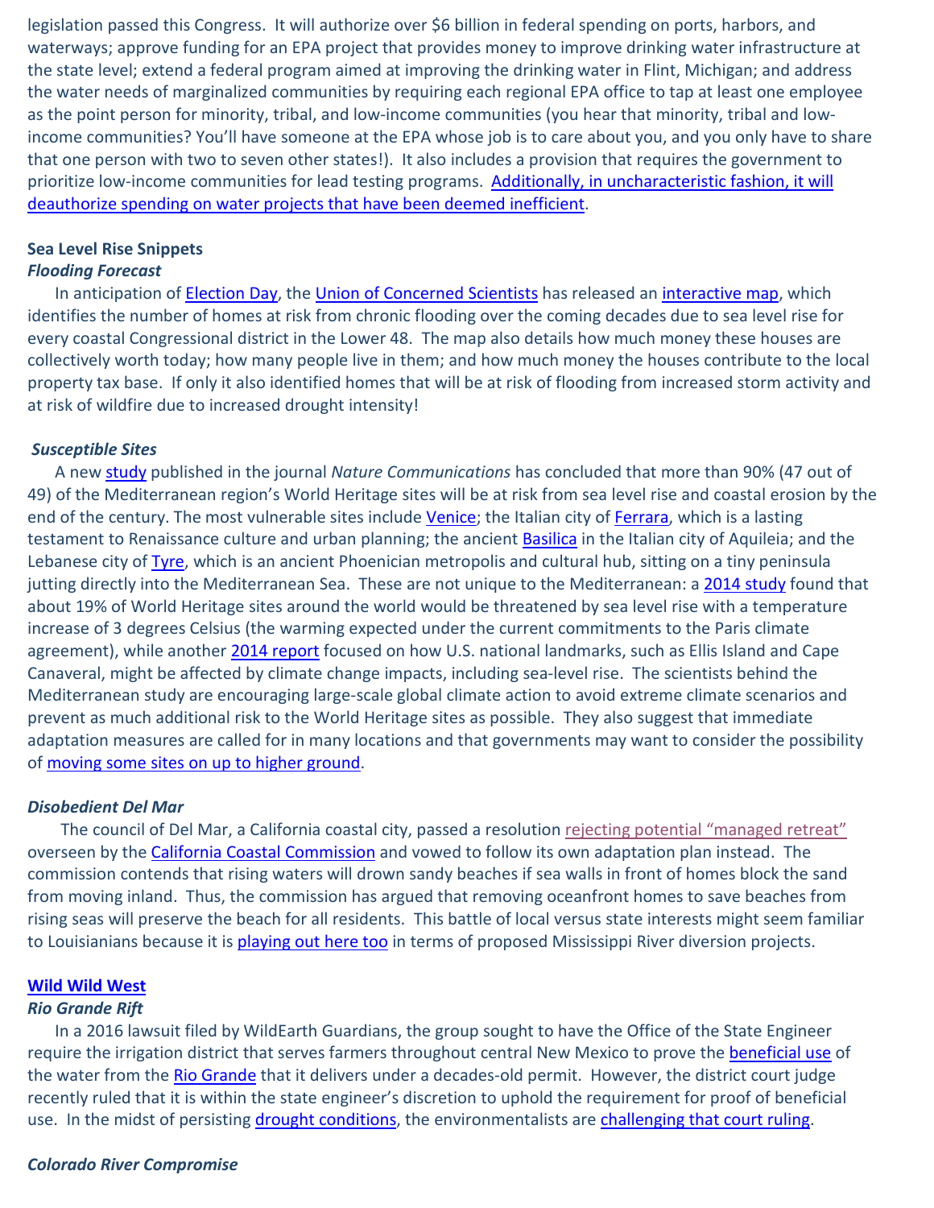legislation passed this Congress. It will authorize over $6 billion in federal spending on ports, harbors, and waterways; approve funding for an EPA project that provides money to improve drinking water infrastructure at the state level; extend a federal program aimed at improving the drinking water in Flint, Michigan; and address the water needs of marginalized communities by requiring each regional EPA office to tap at least one employee as the point person for minority, tribal, and low-income communities (you hear that minority, tribal and low-income communities? You'll have someone at the EPA whose job is to care about you, and you only have to share that one person with two to seven other states!). It also includes a provision that requires the government to prioritize low-income communities for lead testing programs. Additionally, in uncharacteristic fashion, it will deauthorize spending on water projects that have been deemed inefficient.

**Sea Level Rise Snippets**

***Flooding Forecast***

In anticipation of Election Day, the Union of Concerned Scientists has released an interactive map, which identifies the number of homes at risk from chronic flooding over the coming decades due to sea level rise for every coastal Congressional district in the Lower 48. The map also details how much money these houses are collectively worth today; how many people live in them; and how much money the houses contribute to the local property tax base. If only it also identified homes that will be at risk of flooding from increased storm activity and at risk of wildfire due to increased drought intensity!

***Susceptible Sites***

A new study published in the journal *Nature Communications* has concluded that more than 90% (47 out of 49) of the Mediterranean region's World Heritage sites will be at risk from sea level rise and coastal erosion by the end of the century. The most vulnerable sites include Venice; the Italian city of Ferrara, which is a lasting testament to Renaissance culture and urban planning; the ancient Basilica in the Italian city of Aquileia; and the Lebanese city of Tyre, which is an ancient Phoenician metropolis and cultural hub, sitting on a tiny peninsula jutting directly into the Mediterranean Sea. These are not unique to the Mediterranean: a 2014 study found that about 19% of World Heritage sites around the world would be threatened by sea level rise with a temperature increase of 3 degrees Celsius (the warming expected under the current commitments to the Paris climate agreement), while another 2014 report focused on how U.S. national landmarks, such as Ellis Island and Cape Canaveral, might be affected by climate change impacts, including sea-level rise. The scientists behind the Mediterranean study are encouraging large-scale global climate action to avoid extreme climate scenarios and prevent as much additional risk to the World Heritage sites as possible. They also suggest that immediate adaptation measures are called for in many locations and that governments may want to consider the possibility of moving some sites on up to higher ground.

***Disobedient Del Mar***

The council of Del Mar, a California coastal city, passed a resolution rejecting potential "managed retreat" overseen by the California Coastal Commission and vowed to follow its own adaptation plan instead. The commission contends that rising waters will drown sandy beaches if sea walls in front of homes block the sand from moving inland. Thus, the commission has argued that removing oceanfront homes to save beaches from rising seas will preserve the beach for all residents. This battle of local versus state interests might seem familiar to Louisianians because it is playing out here too in terms of proposed Mississippi River diversion projects.

**Wild Wild West**

***Rio Grande Rift***

In a 2016 lawsuit filed by WildEarth Guardians, the group sought to have the Office of the State Engineer require the irrigation district that serves farmers throughout central New Mexico to prove the beneficial use of the water from the Rio Grande that it delivers under a decades-old permit. However, the district court judge recently ruled that it is within the state engineer's discretion to uphold the requirement for proof of beneficial use. In the midst of persisting drought conditions, the environmentalists are challenging that court ruling.

***Colorado River Compromise***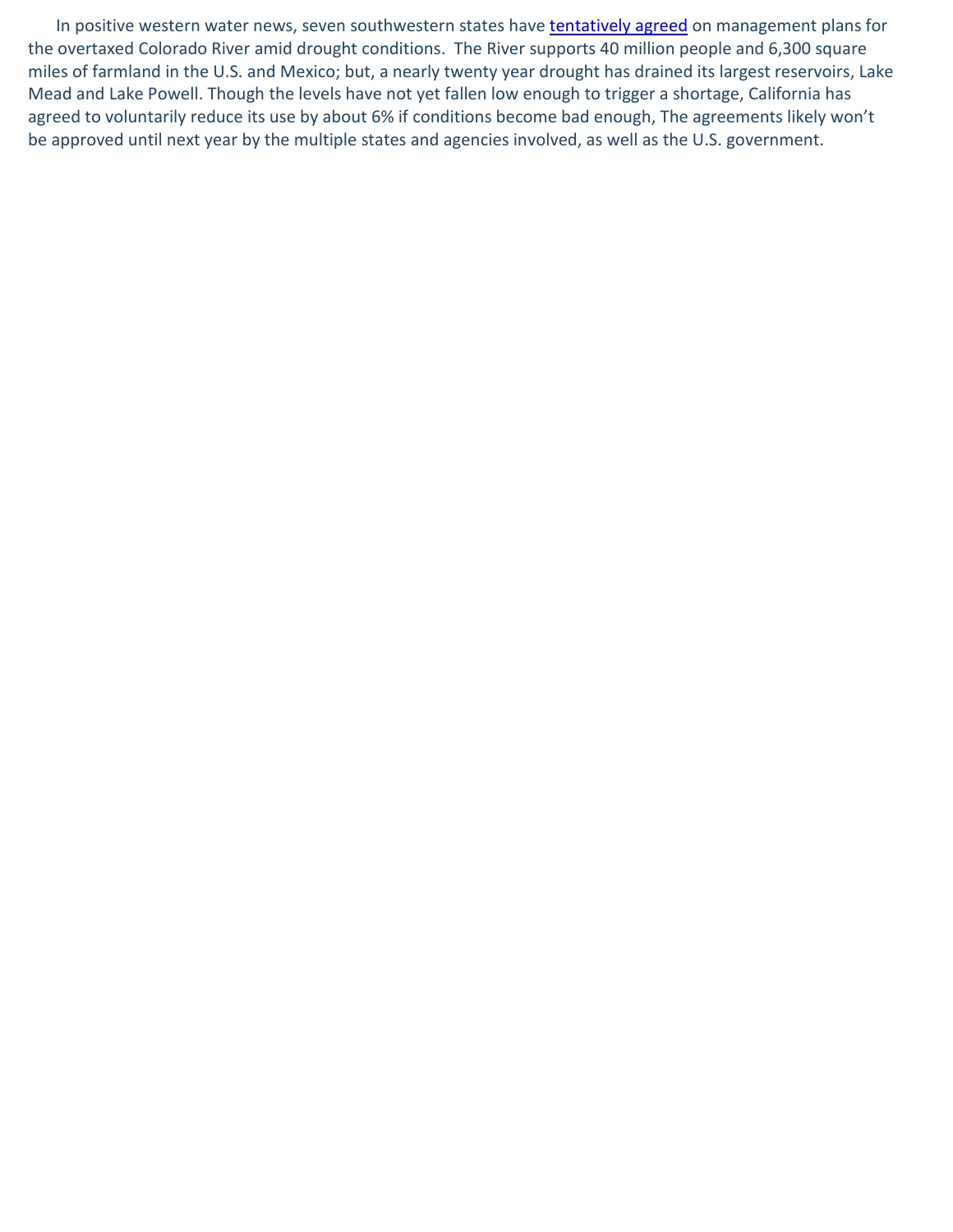In positive western water news, seven southwestern states have [tentatively agreed] on management plans for the overtaxed Colorado River amid drought conditions. The River supports 40 million people and 6,300 square miles of farmland in the U.S. and Mexico; but, a nearly twenty year drought has drained its largest reservoirs, Lake Mead and Lake Powell. Though the levels have not yet fallen low enough to trigger a shortage, California has agreed to voluntarily reduce its use by about 6% if conditions become bad enough, The agreements likely won't be approved until next year by the multiple states and agencies involved, as well as the U.S. government.